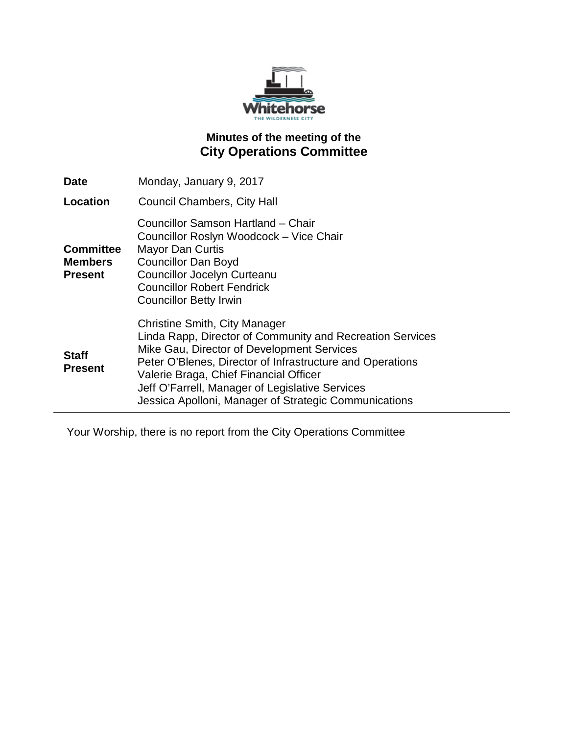# Minutes of the meeting of the City Operations Committee

| | |
|---|---|
| **Date** | Monday, January 9, 2017 |
| **Location** | Council Chambers, City Hall |
| **Committee Members Present** | Councillor Samson Hartland – Chair<br>Councillor Roslyn Woodcock – Vice Chair<br>Mayor Dan Curtis<br>Councillor Dan Boyd<br>Councillor Jocelyn Curteanu<br>Councillor Robert Fendrick<br>Councillor Betty Irwin |
| **Staff Present** | Christine Smith, City Manager<br>Linda Rapp, Director of Community and Recreation Services<br>Mike Gau, Director of Development Services<br>Peter O'Blenes, Director of Infrastructure and Operations<br>Valerie Braga, Chief Financial Officer<br>Jeff O'Farrell, Manager of Legislative Services<br>Jessica Apolloni, Manager of Strategic Communications |

Your Worship, there is no report from the City Operations Committee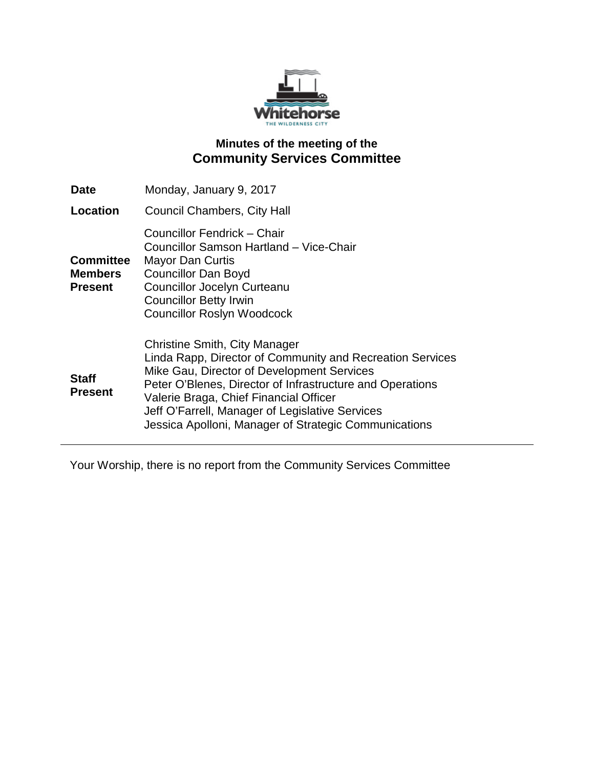## Minutes of the meeting of the

# Community Services Committee

| | |
|---|---|
| **Date** | Monday, January 9, 2017 |
| **Location** | Council Chambers, City Hall |
| **Committee Members Present** | Councillor Fendrick – Chair<br>Councillor Samson Hartland – Vice-Chair<br>Mayor Dan Curtis<br>Councillor Dan Boyd<br>Councillor Jocelyn Curteanu<br>Councillor Betty Irwin<br>Councillor Roslyn Woodcock |
| **Staff Present** | Christine Smith, City Manager<br>Linda Rapp, Director of Community and Recreation Services<br>Mike Gau, Director of Development Services<br>Peter O'Blenes, Director of Infrastructure and Operations<br>Valerie Braga, Chief Financial Officer<br>Jeff O'Farrell, Manager of Legislative Services<br>Jessica Apolloni, Manager of Strategic Communications |

---

Your Worship, there is no report from the Community Services Committee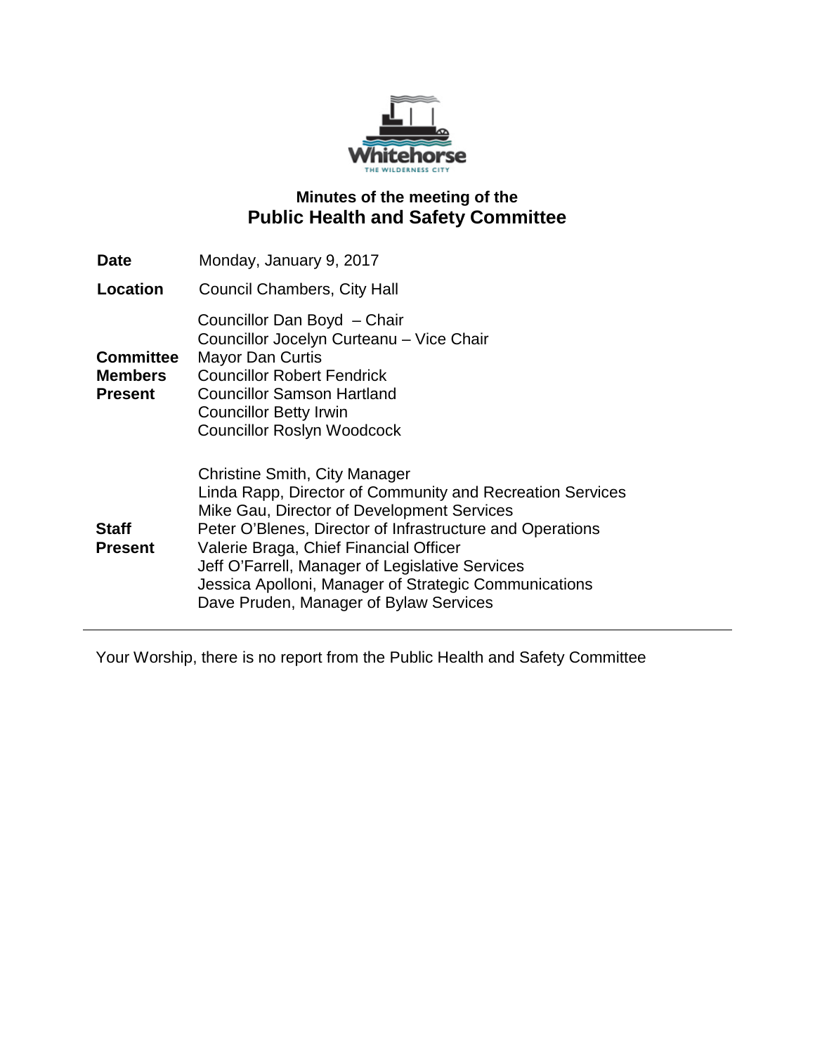# Minutes of the meeting of the
## Public Health and Safety Committee

| | |
|---|---|
| **Date** | Monday, January 9, 2017 |
| **Location** | Council Chambers, City Hall |
| **Committee Members Present** | Councillor Dan Boyd – Chair<br>Councillor Jocelyn Curteanu – Vice Chair<br>Mayor Dan Curtis<br>Councillor Robert Fendrick<br>Councillor Samson Hartland<br>Councillor Betty Irwin<br>Councillor Roslyn Woodcock |
| **Staff Present** | Christine Smith, City Manager<br>Linda Rapp, Director of Community and Recreation Services<br>Mike Gau, Director of Development Services<br>Peter O'Blenes, Director of Infrastructure and Operations<br>Valerie Braga, Chief Financial Officer<br>Jeff O'Farrell, Manager of Legislative Services<br>Jessica Apolloni, Manager of Strategic Communications<br>Dave Pruden, Manager of Bylaw Services |

---

Your Worship, there is no report from the Public Health and Safety Committee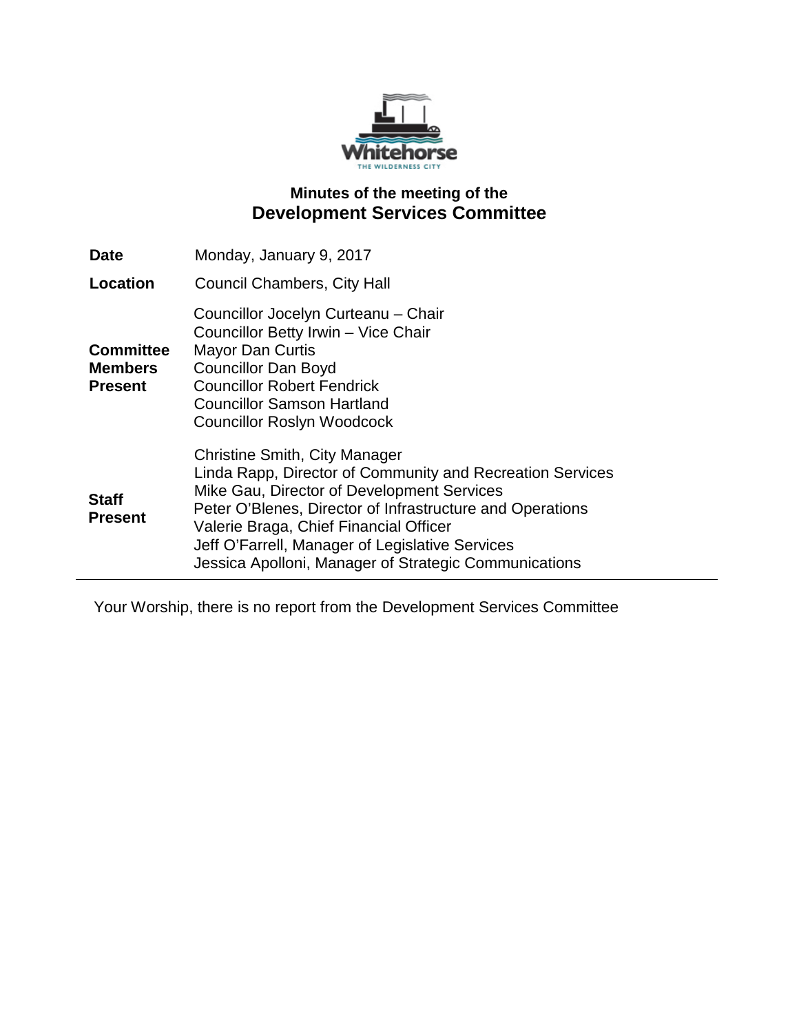## Minutes of the meeting of the

# Development Services Committee

| | |
|---|---|
| **Date** | Monday, January 9, 2017 |
| **Location** | Council Chambers, City Hall |
| **Committee Members Present** | Councillor Jocelyn Curteanu – Chair<br>Councillor Betty Irwin – Vice Chair<br>Mayor Dan Curtis<br>Councillor Dan Boyd<br>Councillor Robert Fendrick<br>Councillor Samson Hartland<br>Councillor Roslyn Woodcock |
| **Staff Present** | Christine Smith, City Manager<br>Linda Rapp, Director of Community and Recreation Services<br>Mike Gau, Director of Development Services<br>Peter O'Blenes, Director of Infrastructure and Operations<br>Valerie Braga, Chief Financial Officer<br>Jeff O'Farrell, Manager of Legislative Services<br>Jessica Apolloni, Manager of Strategic Communications |

---

Your Worship, there is no report from the Development Services Committee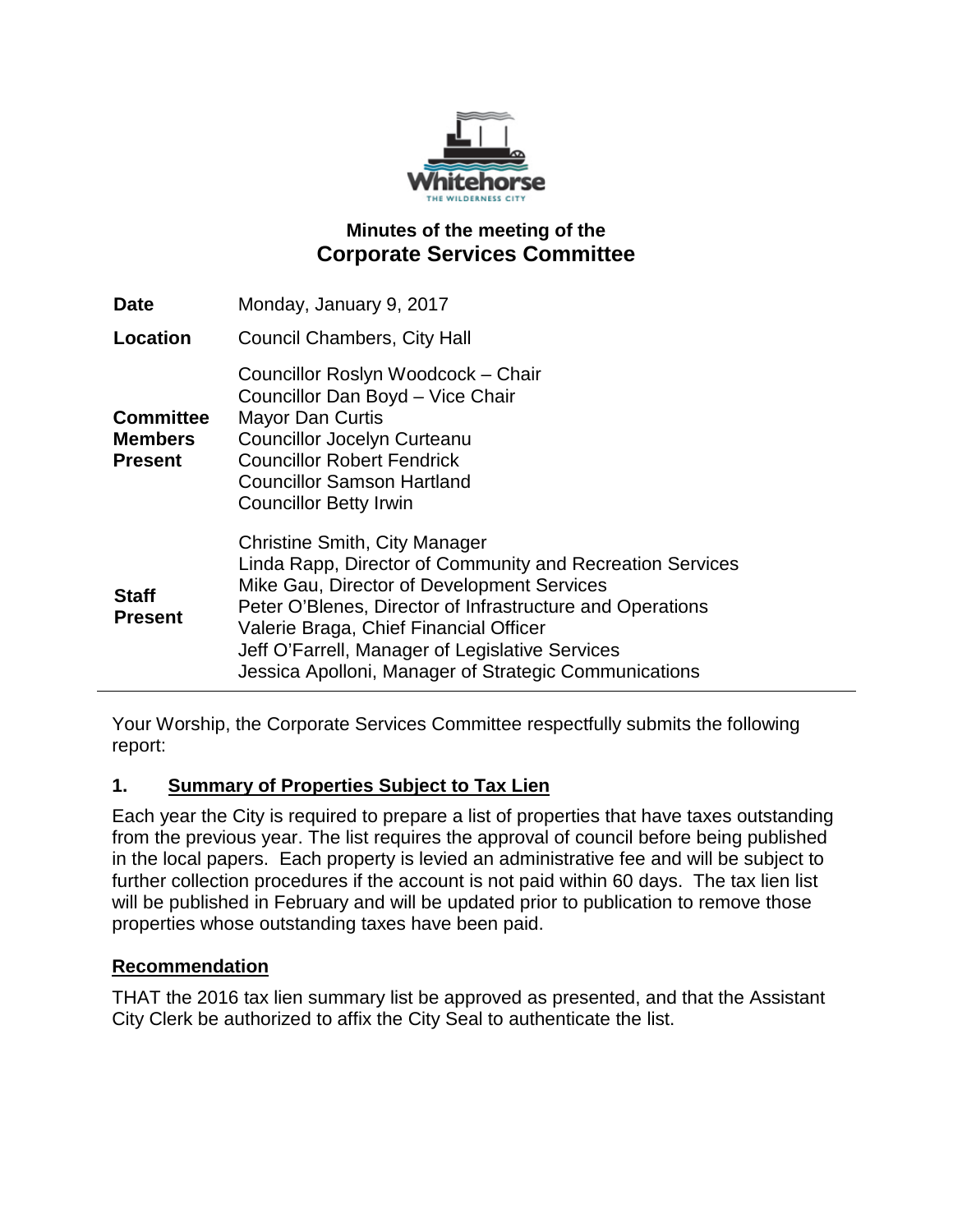## Minutes of the meeting of the
# Corporate Services Committee

| | |
|---|---|
| **Date** | Monday, January 9, 2017 |
| **Location** | Council Chambers, City Hall |
| **Committee Members Present** | Councillor Roslyn Woodcock – Chair<br>Councillor Dan Boyd – Vice Chair<br>Mayor Dan Curtis<br>Councillor Jocelyn Curteanu<br>Councillor Robert Fendrick<br>Councillor Samson Hartland<br>Councillor Betty Irwin |
| **Staff Present** | Christine Smith, City Manager<br>Linda Rapp, Director of Community and Recreation Services<br>Mike Gau, Director of Development Services<br>Peter O'Blenes, Director of Infrastructure and Operations<br>Valerie Braga, Chief Financial Officer<br>Jeff O'Farrell, Manager of Legislative Services<br>Jessica Apolloni, Manager of Strategic Communications |

---

Your Worship, the Corporate Services Committee respectfully submits the following report:

## 1. Summary of Properties Subject to Tax Lien

Each year the City is required to prepare a list of properties that have taxes outstanding from the previous year. The list requires the approval of council before being published in the local papers. Each property is levied an administrative fee and will be subject to further collection procedures if the account is not paid within 60 days. The tax lien list will be published in February and will be updated prior to publication to remove those properties whose outstanding taxes have been paid.

### Recommendation

THAT the 2016 tax lien summary list be approved as presented, and that the Assistant City Clerk be authorized to affix the City Seal to authenticate the list.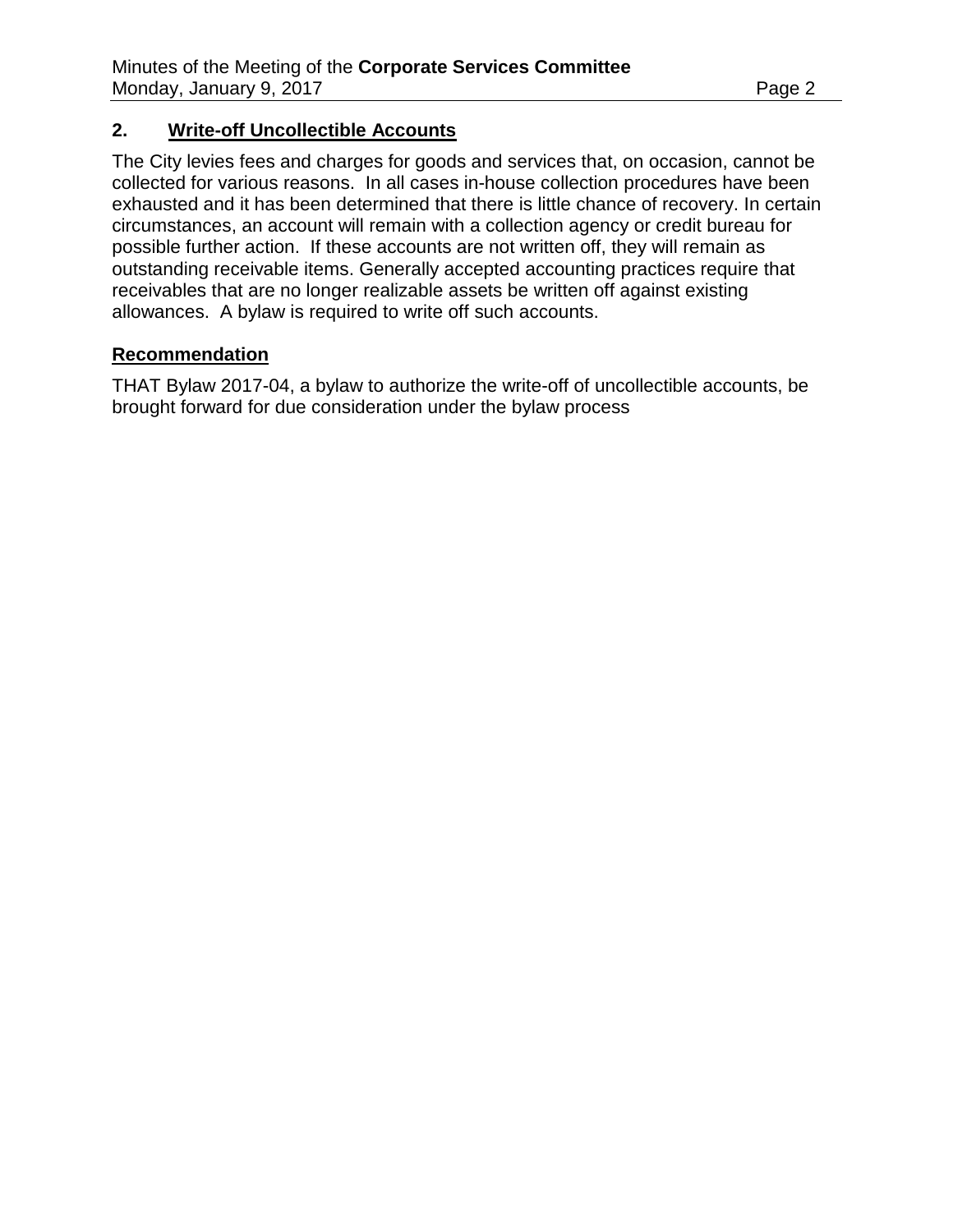## 2. Write-off Uncollectible Accounts

The City levies fees and charges for goods and services that, on occasion, cannot be collected for various reasons. In all cases in-house collection procedures have been exhausted and it has been determined that there is little chance of recovery. In certain circumstances, an account will remain with a collection agency or credit bureau for possible further action. If these accounts are not written off, they will remain as outstanding receivable items. Generally accepted accounting practices require that receivables that are no longer realizable assets be written off against existing allowances. A bylaw is required to write off such accounts.

### Recommendation

THAT Bylaw 2017-04, a bylaw to authorize the write-off of uncollectible accounts, be brought forward for due consideration under the bylaw process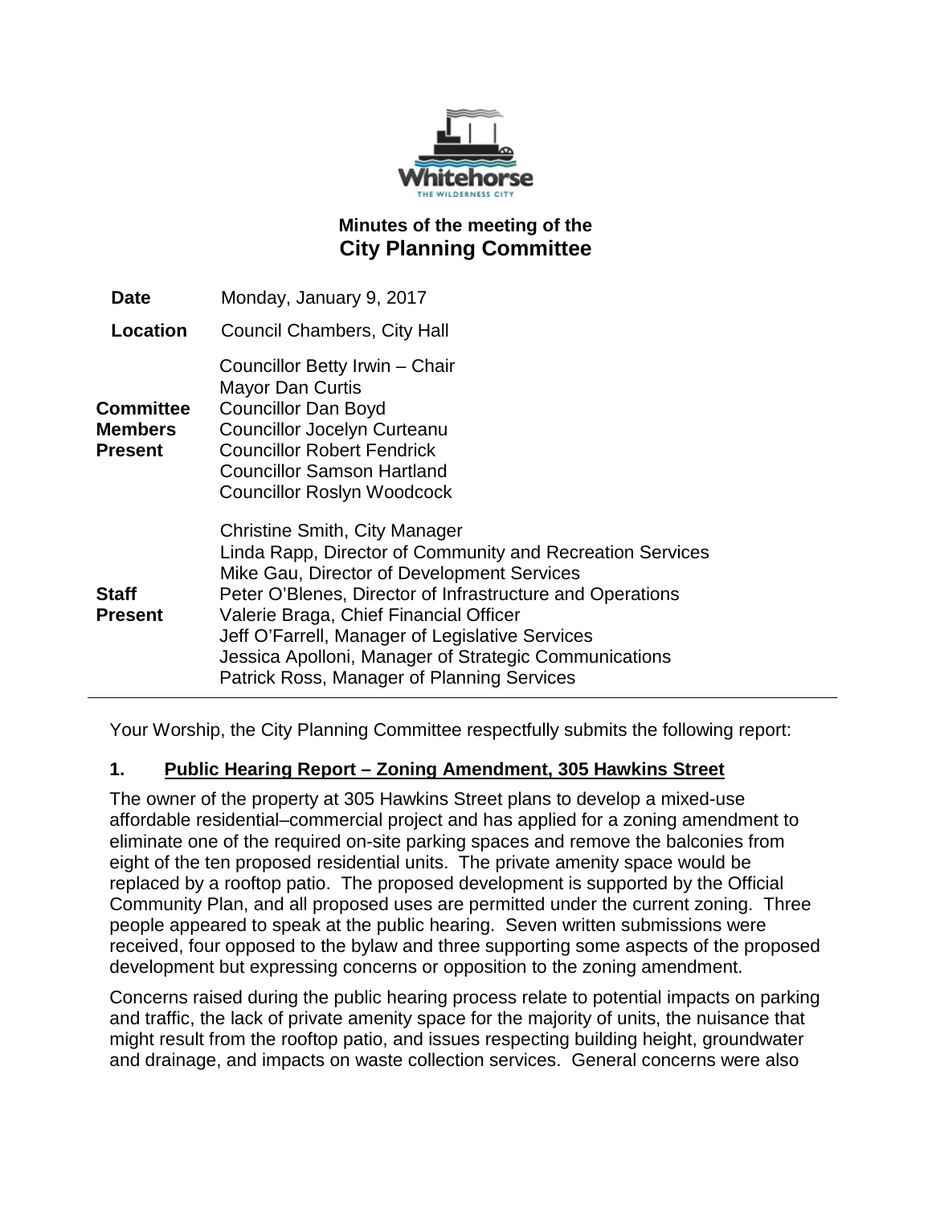# Minutes of the meeting of the
## City Planning Committee

| | |
|---|---|
| **Date** | Monday, January 9, 2017 |
| **Location** | Council Chambers, City Hall |
| **Committee Members Present** | Councillor Betty Irwin – Chair<br>Mayor Dan Curtis<br>Councillor Dan Boyd<br>Councillor Jocelyn Curteanu<br>Councillor Robert Fendrick<br>Councillor Samson Hartland<br>Councillor Roslyn Woodcock |
| **Staff Present** | Christine Smith, City Manager<br>Linda Rapp, Director of Community and Recreation Services<br>Mike Gau, Director of Development Services<br>Peter O'Blenes, Director of Infrastructure and Operations<br>Valerie Braga, Chief Financial Officer<br>Jeff O'Farrell, Manager of Legislative Services<br>Jessica Apolloni, Manager of Strategic Communications<br>Patrick Ross, Manager of Planning Services |

Your Worship, the City Planning Committee respectfully submits the following report:

### 1. Public Hearing Report – Zoning Amendment, 305 Hawkins Street

The owner of the property at 305 Hawkins Street plans to develop a mixed-use affordable residential–commercial project and has applied for a zoning amendment to eliminate one of the required on-site parking spaces and remove the balconies from eight of the ten proposed residential units. The private amenity space would be replaced by a rooftop patio. The proposed development is supported by the Official Community Plan, and all proposed uses are permitted under the current zoning. Three people appeared to speak at the public hearing. Seven written submissions were received, four opposed to the bylaw and three supporting some aspects of the proposed development but expressing concerns or opposition to the zoning amendment.

Concerns raised during the public hearing process relate to potential impacts on parking and traffic, the lack of private amenity space for the majority of units, the nuisance that might result from the rooftop patio, and issues respecting building height, groundwater and drainage, and impacts on waste collection services. General concerns were also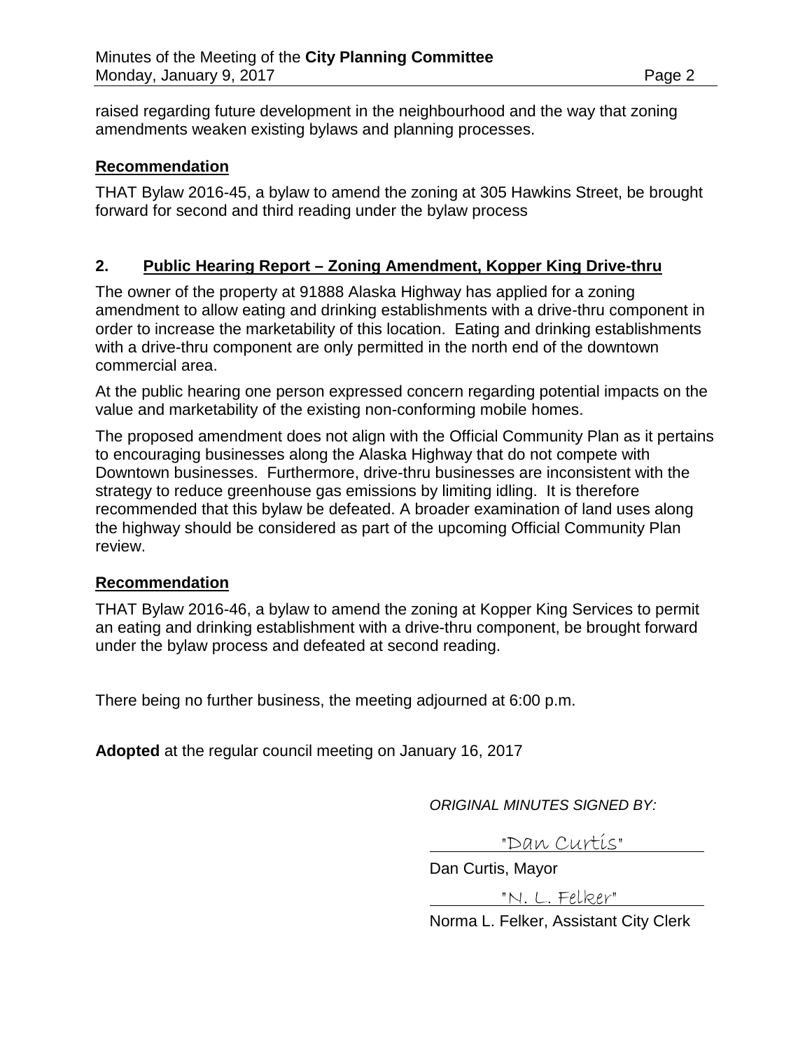raised regarding future development in the neighbourhood and the way that zoning amendments weaken existing bylaws and planning processes.

**Recommendation**

THAT Bylaw 2016-45, a bylaw to amend the zoning at 305 Hawkins Street, be brought forward for second and third reading under the bylaw process

## 2. Public Hearing Report – Zoning Amendment, Kopper King Drive-thru

The owner of the property at 91888 Alaska Highway has applied for a zoning amendment to allow eating and drinking establishments with a drive-thru component in order to increase the marketability of this location. Eating and drinking establishments with a drive-thru component are only permitted in the north end of the downtown commercial area.

At the public hearing one person expressed concern regarding potential impacts on the value and marketability of the existing non-conforming mobile homes.

The proposed amendment does not align with the Official Community Plan as it pertains to encouraging businesses along the Alaska Highway that do not compete with Downtown businesses. Furthermore, drive-thru businesses are inconsistent with the strategy to reduce greenhouse gas emissions by limiting idling. It is therefore recommended that this bylaw be defeated. A broader examination of land uses along the highway should be considered as part of the upcoming Official Community Plan review.

**Recommendation**

THAT Bylaw 2016-46, a bylaw to amend the zoning at Kopper King Services to permit an eating and drinking establishment with a drive-thru component, be brought forward under the bylaw process and defeated at second reading.

There being no further business, the meeting adjourned at 6:00 p.m.

**Adopted** at the regular council meeting on January 16, 2017

*ORIGINAL MINUTES SIGNED BY:*

"Dan Curtis"

Dan Curtis, Mayor

"N. L. Felker"

Norma L. Felker, Assistant City Clerk